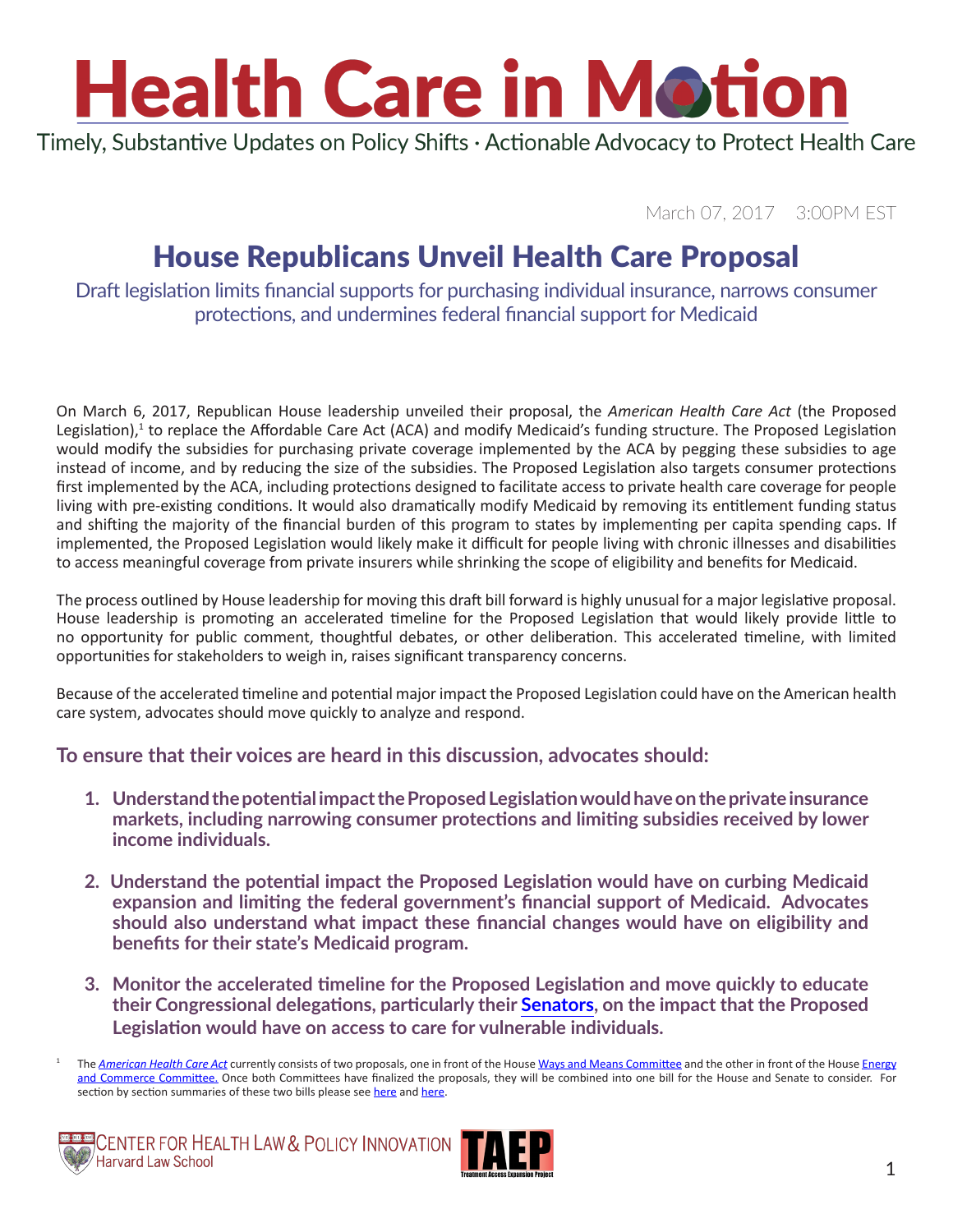# Health Care in Motion

Timely, Substantive Updates on Policy Shifts · Actionable Advocacy to Protect Health Care

March 07, 2017 3:00PM EST

## House Republicans Unveil Health Care Proposal

Draft legislation limits financial supports for purchasing individual insurance, narrows consumer protections, and undermines federal financial support for Medicaid

On March 6, 2017, Republican House leadership unveiled their proposal, the *American Health Care Act* (the Proposed Legislation),[1] to replace the Affordable Care Act (ACA) and modify Medicaid's funding structure. The Proposed Legislation would modify the subsidies for purchasing private coverage implemented by the ACA by pegging these subsidies to age instead of income, and by reducing the size of the subsidies. The Proposed Legislation also targets consumer protections first implemented by the ACA, including protections designed to facilitate access to private health care coverage for people living with pre-existing conditions. It would also dramatically modify Medicaid by removing its entitlement funding status and shifting the majority of the financial burden of this program to states by implementing per capita spending caps. If implemented, the Proposed Legislation would likely make it difficult for people living with chronic illnesses and disabilities to access meaningful coverage from private insurers while shrinking the scope of eligibility and benefits for Medicaid.

The process outlined by House leadership for moving this draft bill forward is highly unusual for a major legislative proposal. House leadership is promoting an accelerated timeline for the Proposed Legislation that would likely provide little to no opportunity for public comment, thoughtful debates, or other deliberation. This accelerated timeline, with limited opportunities for stakeholders to weigh in, raises significant transparency concerns.

Because of the accelerated timeline and potential major impact the Proposed Legislation could have on the American health care system, advocates should move quickly to analyze and respond.

### To ensure that their voices are heard in this discussion, advocates should:

1. **Understand the potential impact the Proposed Legislation would have on the private insurance markets, including narrowing consumer protections and limiting subsidies received by lower income individuals.**
2. **Understand the potential impact the Proposed Legislation would have on curbing Medicaid expansion and limiting the federal government's financial support of Medicaid. Advocates should also understand what impact these financial changes would have on eligibility and benefits for their state's Medicaid program.**
3. **Monitor the accelerated timeline for the Proposed Legislation and move quickly to educate their Congressional delegations, particularly their Senators, on the impact that the Proposed Legislation would have on access to care for vulnerable individuals.**

[1] The *American Health Care Act* currently consists of two proposals, one in front of the House Ways and Means Committee and the other in front of the House Energy and Commerce Committee. Once both Committees have finalized the proposals, they will be combined into one bill for the House and Senate to consider. For section by section summaries of these two bills please see here and here.

Center for Health Law & Policy Innovation, Harvard Law School · TAEP Treatment Access Expansion Project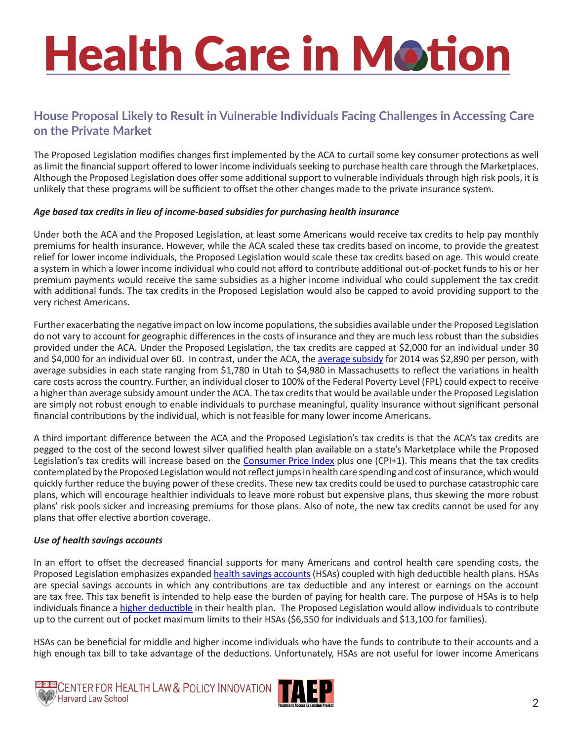## House Proposal Likely to Result in Vulnerable Individuals Facing Challenges in Accessing Care on the Private Market

The Proposed Legislation modifies changes first implemented by the ACA to curtail some key consumer protections as well as limit the financial support offered to lower income individuals seeking to purchase health care through the Marketplaces. Although the Proposed Legislation does offer some additional support to vulnerable individuals through high risk pools, it is unlikely that these programs will be sufficient to offset the other changes made to the private insurance system.

***Age based tax credits in lieu of income-based subsidies for purchasing health insurance***

Under both the ACA and the Proposed Legislation, at least some Americans would receive tax credits to help pay monthly premiums for health insurance. However, while the ACA scaled these tax credits based on income, to provide the greatest relief for lower income individuals, the Proposed Legislation would scale these tax credits based on age. This would create a system in which a lower income individual who could not afford to contribute additional out-of-pocket funds to his or her premium payments would receive the same subsidies as a higher income individual who could supplement the tax credit with additional funds. The tax credits in the Proposed Legislation would also be capped to avoid providing support to the very richest Americans.

Further exacerbating the negative impact on low income populations, the subsidies available under the Proposed Legislation do not vary to account for geographic differences in the costs of insurance and they are much less robust than the subsidies provided under the ACA. Under the Proposed Legislation, the tax credits are capped at $2,000 for an individual under 30 and $4,000 for an individual over 60. In contrast, under the ACA, the average subsidy for 2014 was $2,890 per person, with average subsidies in each state ranging from $1,780 in Utah to $4,980 in Massachusetts to reflect the variations in health care costs across the country. Further, an individual closer to 100% of the Federal Poverty Level (FPL) could expect to receive a higher than average subsidy amount under the ACA. The tax credits that would be available under the Proposed Legislation are simply not robust enough to enable individuals to purchase meaningful, quality insurance without significant personal financial contributions by the individual, which is not feasible for many lower income Americans.

A third important difference between the ACA and the Proposed Legislation's tax credits is that the ACA's tax credits are pegged to the cost of the second lowest silver qualified health plan available on a state's Marketplace while the Proposed Legislation's tax credits will increase based on the Consumer Price Index plus one (CPI+1). This means that the tax credits contemplated by the Proposed Legislation would not reflect jumps in health care spending and cost of insurance, which would quickly further reduce the buying power of these credits. These new tax credits could be used to purchase catastrophic care plans, which will encourage healthier individuals to leave more robust but expensive plans, thus skewing the more robust plans' risk pools sicker and increasing premiums for those plans. Also of note, the new tax credits cannot be used for any plans that offer elective abortion coverage.

***Use of health savings accounts***

In an effort to offset the decreased financial supports for many Americans and control health care spending costs, the Proposed Legislation emphasizes expanded health savings accounts (HSAs) coupled with high deductible health plans. HSAs are special savings accounts in which any contributions are tax deductible and any interest or earnings on the account are tax free. This tax benefit is intended to help ease the burden of paying for health care. The purpose of HSAs is to help individuals finance a higher deductible in their health plan. The Proposed Legislation would allow individuals to contribute up to the current out of pocket maximum limits to their HSAs ($6,550 for individuals and $13,100 for families).

HSAs can be beneficial for middle and higher income individuals who have the funds to contribute to their accounts and a high enough tax bill to take advantage of the deductions. Unfortunately, HSAs are not useful for lower income Americans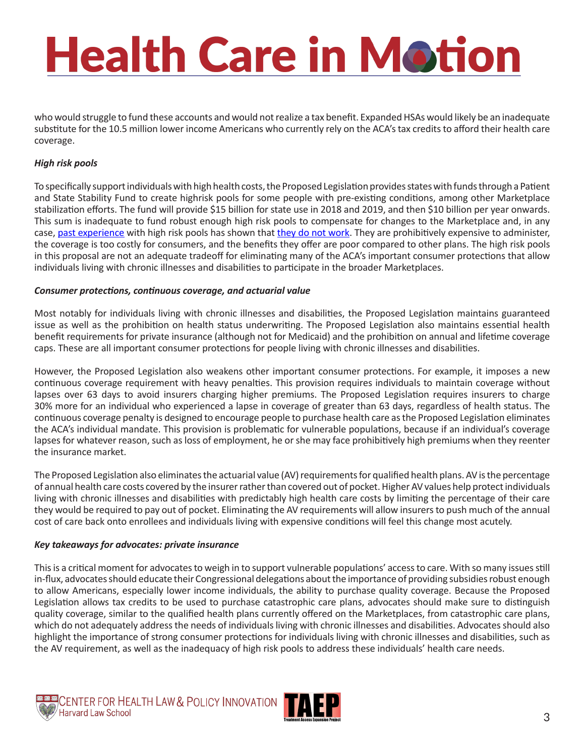who would struggle to fund these accounts and would not realize a tax benefit. Expanded HSAs would likely be an inadequate substitute for the 10.5 million lower income Americans who currently rely on the ACA's tax credits to afford their health care coverage.

***High risk pools***

To specifically support individuals with high health costs, the Proposed Legislation provides states with funds through a Patient and State Stability Fund to create highrisk pools for some people with pre-existing conditions, among other Marketplace stabilization efforts. The fund will provide $15 billion for state use in 2018 and 2019, and then $10 billion per year onwards. This sum is inadequate to fund robust enough high risk pools to compensate for changes to the Marketplace and, in any case, past experience with high risk pools has shown that they do not work. They are prohibitively expensive to administer, the coverage is too costly for consumers, and the benefits they offer are poor compared to other plans. The high risk pools in this proposal are not an adequate tradeoff for eliminating many of the ACA's important consumer protections that allow individuals living with chronic illnesses and disabilities to participate in the broader Marketplaces.

***Consumer protections, continuous coverage, and actuarial value***

Most notably for individuals living with chronic illnesses and disabilities, the Proposed Legislation maintains guaranteed issue as well as the prohibition on health status underwriting. The Proposed Legislation also maintains essential health benefit requirements for private insurance (although not for Medicaid) and the prohibition on annual and lifetime coverage caps. These are all important consumer protections for people living with chronic illnesses and disabilities.

However, the Proposed Legislation also weakens other important consumer protections. For example, it imposes a new continuous coverage requirement with heavy penalties. This provision requires individuals to maintain coverage without lapses over 63 days to avoid insurers charging higher premiums. The Proposed Legislation requires insurers to charge 30% more for an individual who experienced a lapse in coverage of greater than 63 days, regardless of health status. The continuous coverage penalty is designed to encourage people to purchase health care as the Proposed Legislation eliminates the ACA's individual mandate. This provision is problematic for vulnerable populations, because if an individual's coverage lapses for whatever reason, such as loss of employment, he or she may face prohibitively high premiums when they reenter the insurance market.

The Proposed Legislation also eliminates the actuarial value (AV) requirements for qualified health plans. AV is the percentage of annual health care costs covered by the insurer rather than covered out of pocket. Higher AV values help protect individuals living with chronic illnesses and disabilities with predictably high health care costs by limiting the percentage of their care they would be required to pay out of pocket. Eliminating the AV requirements will allow insurers to push much of the annual cost of care back onto enrollees and individuals living with expensive conditions will feel this change most acutely.

***Key takeaways for advocates: private insurance***

This is a critical moment for advocates to weigh in to support vulnerable populations' access to care. With so many issues still in-flux, advocates should educate their Congressional delegations about the importance of providing subsidies robust enough to allow Americans, especially lower income individuals, the ability to purchase quality coverage. Because the Proposed Legislation allows tax credits to be used to purchase catastrophic care plans, advocates should make sure to distinguish quality coverage, similar to the qualified health plans currently offered on the Marketplaces, from catastrophic care plans, which do not adequately address the needs of individuals living with chronic illnesses and disabilities. Advocates should also highlight the importance of strong consumer protections for individuals living with chronic illnesses and disabilities, such as the AV requirement, as well as the inadequacy of high risk pools to address these individuals' health care needs.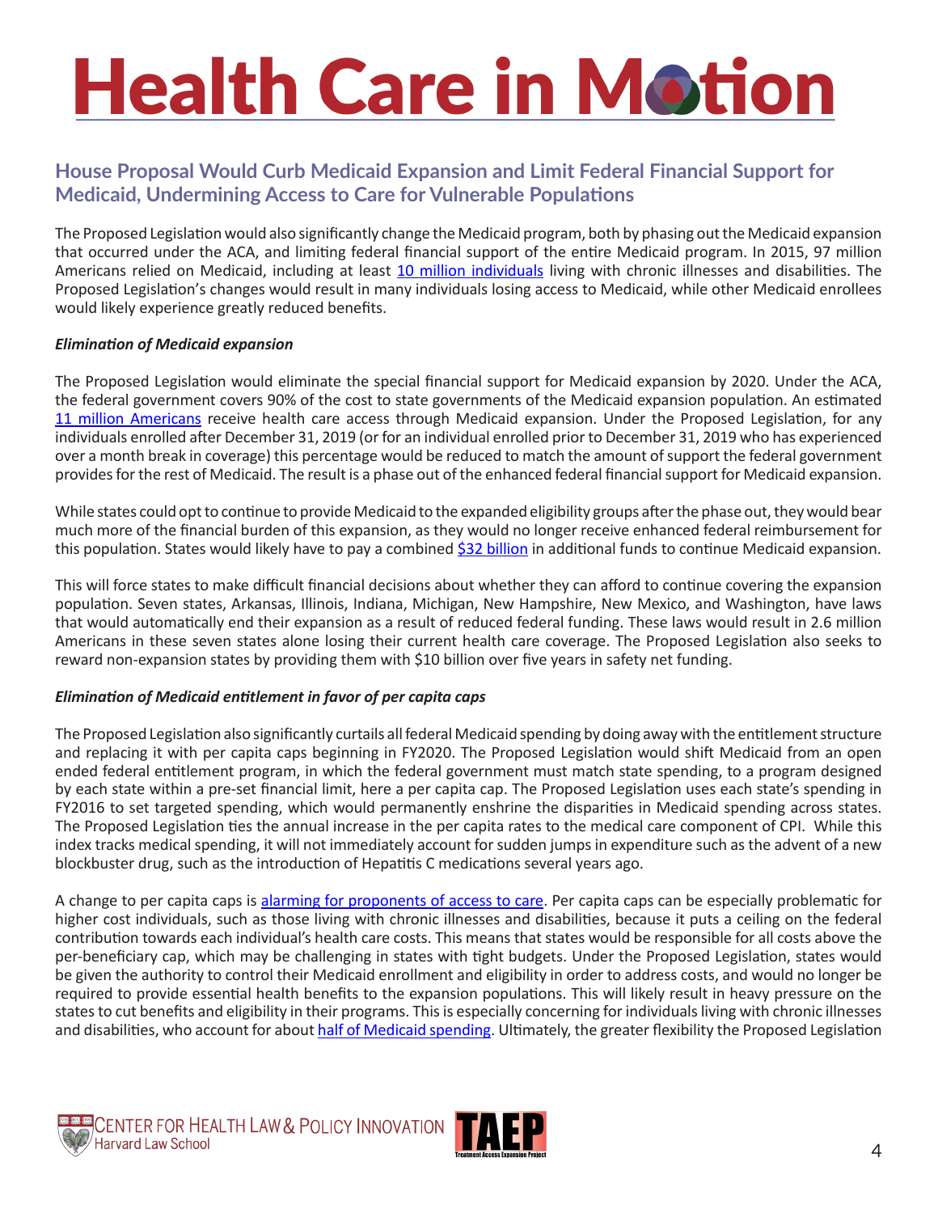## House Proposal Would Curb Medicaid Expansion and Limit Federal Financial Support for Medicaid, Undermining Access to Care for Vulnerable Populations

The Proposed Legislation would also significantly change the Medicaid program, both by phasing out the Medicaid expansion that occurred under the ACA, and limiting federal financial support of the entire Medicaid program. In 2015, 97 million Americans relied on Medicaid, including at least 10 million individuals living with chronic illnesses and disabilities. The Proposed Legislation's changes would result in many individuals losing access to Medicaid, while other Medicaid enrollees would likely experience greatly reduced benefits.

***Elimination of Medicaid expansion***

The Proposed Legislation would eliminate the special financial support for Medicaid expansion by 2020. Under the ACA, the federal government covers 90% of the cost to state governments of the Medicaid expansion population. An estimated 11 million Americans receive health care access through Medicaid expansion. Under the Proposed Legislation, for any individuals enrolled after December 31, 2019 (or for an individual enrolled prior to December 31, 2019 who has experienced over a month break in coverage) this percentage would be reduced to match the amount of support the federal government provides for the rest of Medicaid. The result is a phase out of the enhanced federal financial support for Medicaid expansion.

While states could opt to continue to provide Medicaid to the expanded eligibility groups after the phase out, they would bear much more of the financial burden of this expansion, as they would no longer receive enhanced federal reimbursement for this population. States would likely have to pay a combined $32 billion in additional funds to continue Medicaid expansion.

This will force states to make difficult financial decisions about whether they can afford to continue covering the expansion population. Seven states, Arkansas, Illinois, Indiana, Michigan, New Hampshire, New Mexico, and Washington, have laws that would automatically end their expansion as a result of reduced federal funding. These laws would result in 2.6 million Americans in these seven states alone losing their current health care coverage. The Proposed Legislation also seeks to reward non-expansion states by providing them with $10 billion over five years in safety net funding.

***Elimination of Medicaid entitlement in favor of per capita caps***

The Proposed Legislation also significantly curtails all federal Medicaid spending by doing away with the entitlement structure and replacing it with per capita caps beginning in FY2020. The Proposed Legislation would shift Medicaid from an open ended federal entitlement program, in which the federal government must match state spending, to a program designed by each state within a pre-set financial limit, here a per capita cap. The Proposed Legislation uses each state's spending in FY2016 to set targeted spending, which would permanently enshrine the disparities in Medicaid spending across states. The Proposed Legislation ties the annual increase in the per capita rates to the medical care component of CPI. While this index tracks medical spending, it will not immediately account for sudden jumps in expenditure such as the advent of a new blockbuster drug, such as the introduction of Hepatitis C medications several years ago.

A change to per capita caps is alarming for proponents of access to care. Per capita caps can be especially problematic for higher cost individuals, such as those living with chronic illnesses and disabilities, because it puts a ceiling on the federal contribution towards each individual's health care costs. This means that states would be responsible for all costs above the per-beneficiary cap, which may be challenging in states with tight budgets. Under the Proposed Legislation, states would be given the authority to control their Medicaid enrollment and eligibility in order to address costs, and would no longer be required to provide essential health benefits to the expansion populations. This will likely result in heavy pressure on the states to cut benefits and eligibility in their programs. This is especially concerning for individuals living with chronic illnesses and disabilities, who account for about half of Medicaid spending. Ultimately, the greater flexibility the Proposed Legislation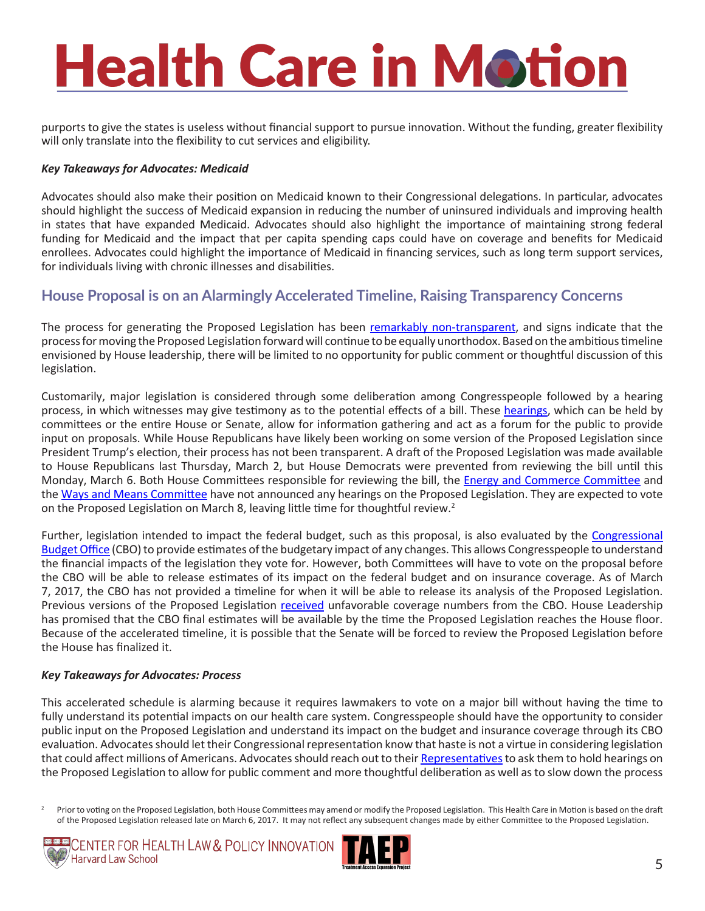purports to give the states is useless without financial support to pursue innovation. Without the funding, greater flexibility will only translate into the flexibility to cut services and eligibility.

***Key Takeaways for Advocates: Medicaid***

Advocates should also make their position on Medicaid known to their Congressional delegations. In particular, advocates should highlight the success of Medicaid expansion in reducing the number of uninsured individuals and improving health in states that have expanded Medicaid. Advocates should also highlight the importance of maintaining strong federal funding for Medicaid and the impact that per capita spending caps could have on coverage and benefits for Medicaid enrollees. Advocates could highlight the importance of Medicaid in financing services, such as long term support services, for individuals living with chronic illnesses and disabilities.

## House Proposal is on an Alarmingly Accelerated Timeline, Raising Transparency Concerns

The process for generating the Proposed Legislation has been remarkably non-transparent, and signs indicate that the process for moving the Proposed Legislation forward will continue to be equally unorthodox. Based on the ambitious timeline envisioned by House leadership, there will be limited to no opportunity for public comment or thoughtful discussion of this legislation.

Customarily, major legislation is considered through some deliberation among Congresspeople followed by a hearing process, in which witnesses may give testimony as to the potential effects of a bill. These hearings, which can be held by committees or the entire House or Senate, allow for information gathering and act as a forum for the public to provide input on proposals. While House Republicans have likely been working on some version of the Proposed Legislation since President Trump's election, their process has not been transparent. A draft of the Proposed Legislation was made available to House Republicans last Thursday, March 2, but House Democrats were prevented from reviewing the bill until this Monday, March 6. Both House Committees responsible for reviewing the bill, the Energy and Commerce Committee and the Ways and Means Committee have not announced any hearings on the Proposed Legislation. They are expected to vote on the Proposed Legislation on March 8, leaving little time for thoughtful review.[2]

Further, legislation intended to impact the federal budget, such as this proposal, is also evaluated by the Congressional Budget Office (CBO) to provide estimates of the budgetary impact of any changes. This allows Congresspeople to understand the financial impacts of the legislation they vote for. However, both Committees will have to vote on the proposal before the CBO will be able to release estimates of its impact on the federal budget and on insurance coverage. As of March 7, 2017, the CBO has not provided a timeline for when it will be able to release its analysis of the Proposed Legislation. Previous versions of the Proposed Legislation received unfavorable coverage numbers from the CBO. House Leadership has promised that the CBO final estimates will be available by the time the Proposed Legislation reaches the House floor. Because of the accelerated timeline, it is possible that the Senate will be forced to review the Proposed Legislation before the House has finalized it.

***Key Takeaways for Advocates: Process***

This accelerated schedule is alarming because it requires lawmakers to vote on a major bill without having the time to fully understand its potential impacts on our health care system. Congresspeople should have the opportunity to consider public input on the Proposed Legislation and understand its impact on the budget and insurance coverage through its CBO evaluation. Advocates should let their Congressional representation know that haste is not a virtue in considering legislation that could affect millions of Americans. Advocates should reach out to their Representatives to ask them to hold hearings on the Proposed Legislation to allow for public comment and more thoughtful deliberation as well as to slow down the process

[2] Prior to voting on the Proposed Legislation, both House Committees may amend or modify the Proposed Legislation. This Health Care in Motion is based on the draft of the Proposed Legislation released late on March 6, 2017. It may not reflect any subsequent changes made by either Committee to the Proposed Legislation.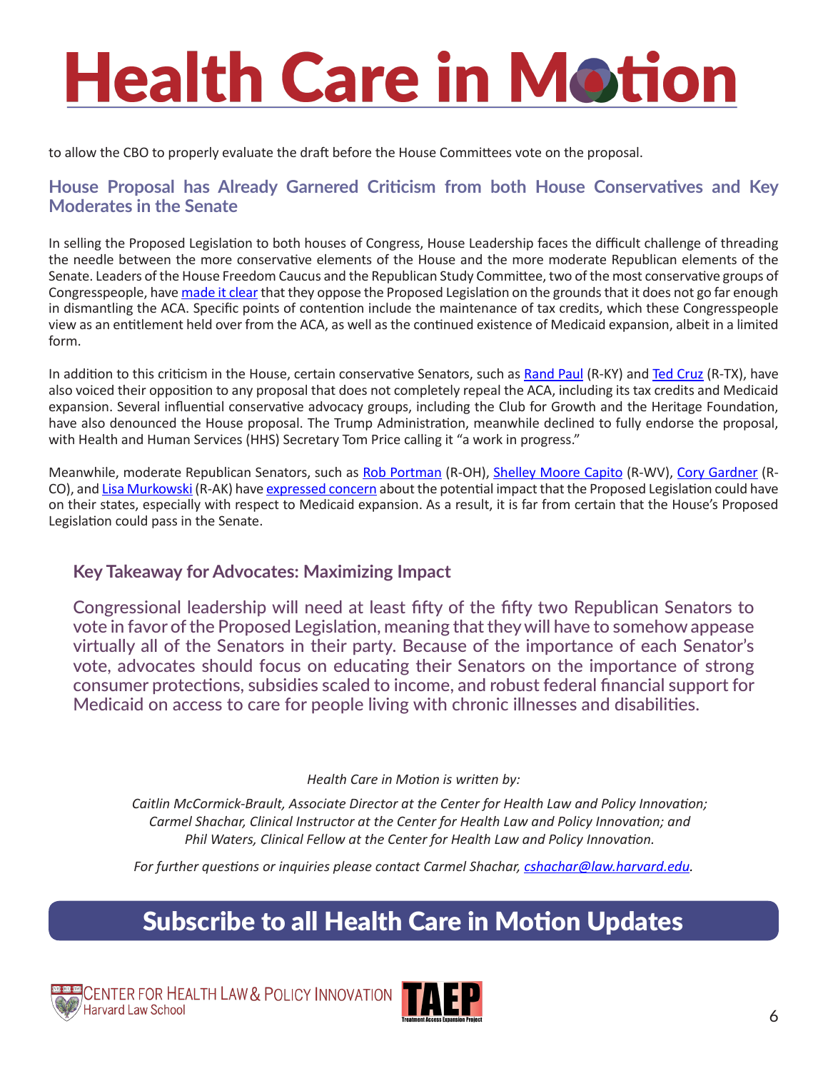to allow the CBO to properly evaluate the draft before the House Committees vote on the proposal.

## House Proposal has Already Garnered Criticism from both House Conservatives and Key Moderates in the Senate

In selling the Proposed Legislation to both houses of Congress, House Leadership faces the difficult challenge of threading the needle between the more conservative elements of the House and the more moderate Republican elements of the Senate. Leaders of the House Freedom Caucus and the Republican Study Committee, two of the most conservative groups of Congresspeople, have made it clear that they oppose the Proposed Legislation on the grounds that it does not go far enough in dismantling the ACA. Specific points of contention include the maintenance of tax credits, which these Congresspeople view as an entitlement held over from the ACA, as well as the continued existence of Medicaid expansion, albeit in a limited form.

In addition to this criticism in the House, certain conservative Senators, such as Rand Paul (R-KY) and Ted Cruz (R-TX), have also voiced their opposition to any proposal that does not completely repeal the ACA, including its tax credits and Medicaid expansion. Several influential conservative advocacy groups, including the Club for Growth and the Heritage Foundation, have also denounced the House proposal. The Trump Administration, meanwhile declined to fully endorse the proposal, with Health and Human Services (HHS) Secretary Tom Price calling it "a work in progress."

Meanwhile, moderate Republican Senators, such as Rob Portman (R-OH), Shelley Moore Capito (R-WV), Cory Gardner (R-CO), and Lisa Murkowski (R-AK) have expressed concern about the potential impact that the Proposed Legislation could have on their states, especially with respect to Medicaid expansion. As a result, it is far from certain that the House's Proposed Legislation could pass in the Senate.

### Key Takeaway for Advocates: Maximizing Impact

Congressional leadership will need at least fifty of the fifty two Republican Senators to vote in favor of the Proposed Legislation, meaning that they will have to somehow appease virtually all of the Senators in their party. Because of the importance of each Senator's vote, advocates should focus on educating their Senators on the importance of strong consumer protections, subsidies scaled to income, and robust federal financial support for Medicaid on access to care for people living with chronic illnesses and disabilities.

*Health Care in Motion is written by:*

*Caitlin McCormick-Brault, Associate Director at the Center for Health Law and Policy Innovation; Carmel Shachar, Clinical Instructor at the Center for Health Law and Policy Innovation; and Phil Waters, Clinical Fellow at the Center for Health Law and Policy Innovation.*

*For further questions or inquiries please contact Carmel Shachar, cshachar@law.harvard.edu.*

**Subscribe to all Health Care in Motion Updates**

Center for Health Law & Policy Innovation
Harvard Law School

TAEP
Treatment Access Expansion Project